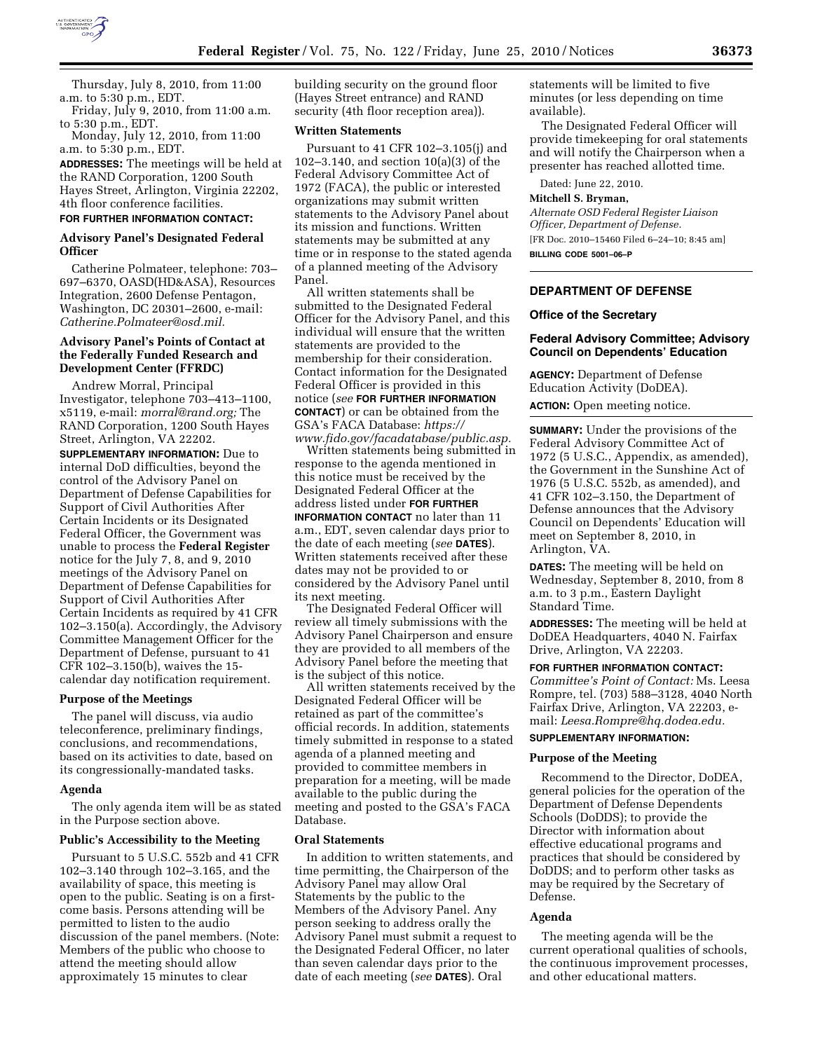Thursday, July 8, 2010, from 11:00 a.m. to 5:30 p.m., EDT.

Friday, July 9, 2010, from 11:00 a.m. to 5:30 p.m., EDT.

Monday, July 12, 2010, from 11:00 a.m. to 5:30 p.m., EDT.

**ADDRESSES:** The meetings will be held at the RAND Corporation, 1200 South Hayes Street, Arlington, Virginia 22202, 4th floor conference facilities.

**FOR FURTHER INFORMATION CONTACT:**

### Advisory Panel's Designated Federal Officer

Catherine Polmateer, telephone: 703–697–6370, OASD(HD&ASA), Resources Integration, 2600 Defense Pentagon, Washington, DC 20301–2600, e-mail: *Catherine.Polmateer@osd.mil.*

### Advisory Panel's Points of Contact at the Federally Funded Research and Development Center (FFRDC)

Andrew Morral, Principal Investigator, telephone 703–413–1100, x5119, e-mail: *morral@rand.org;* The RAND Corporation, 1200 South Hayes Street, Arlington, VA 22202.

**SUPPLEMENTARY INFORMATION:** Due to internal DoD difficulties, beyond the control of the Advisory Panel on Department of Defense Capabilities for Support of Civil Authorities After Certain Incidents or its Designated Federal Officer, the Government was unable to process the **Federal Register** notice for the July 7, 8, and 9, 2010 meetings of the Advisory Panel on Department of Defense Capabilities for Support of Civil Authorities After Certain Incidents as required by 41 CFR 102–3.150(a). Accordingly, the Advisory Committee Management Officer for the Department of Defense, pursuant to 41 CFR 102–3.150(b), waives the 15-calendar day notification requirement.

### Purpose of the Meetings

The panel will discuss, via audio teleconference, preliminary findings, conclusions, and recommendations, based on its activities to date, based on its congressionally-mandated tasks.

### Agenda

The only agenda item will be as stated in the Purpose section above.

### Public's Accessibility to the Meeting

Pursuant to 5 U.S.C. 552b and 41 CFR 102–3.140 through 102–3.165, and the availability of space, this meeting is open to the public. Seating is on a first-come basis. Persons attending will be permitted to listen to the audio discussion of the panel members. (Note: Members of the public who choose to attend the meeting should allow approximately 15 minutes to clear building security on the ground floor (Hayes Street entrance) and RAND security (4th floor reception area)).

### Written Statements

Pursuant to 41 CFR 102–3.105(j) and 102–3.140, and section 10(a)(3) of the Federal Advisory Committee Act of 1972 (FACA), the public or interested organizations may submit written statements to the Advisory Panel about its mission and functions. Written statements may be submitted at any time or in response to the stated agenda of a planned meeting of the Advisory Panel.

All written statements shall be submitted to the Designated Federal Officer for the Advisory Panel, and this individual will ensure that the written statements are provided to the membership for their consideration. Contact information for the Designated Federal Officer is provided in this notice (*see* **FOR FURTHER INFORMATION CONTACT**) or can be obtained from the GSA's FACA Database: *https://www.fido.gov/facadatabase/public.asp.*

Written statements being submitted in response to the agenda mentioned in this notice must be received by the Designated Federal Officer at the address listed under **FOR FURTHER INFORMATION CONTACT** no later than 11 a.m., EDT, seven calendar days prior to the date of each meeting (*see* **DATES**). Written statements received after these dates may not be provided to or considered by the Advisory Panel until its next meeting.

The Designated Federal Officer will review all timely submissions with the Advisory Panel Chairperson and ensure they are provided to all members of the Advisory Panel before the meeting that is the subject of this notice.

All written statements received by the Designated Federal Officer will be retained as part of the committee's official records. In addition, statements timely submitted in response to a stated agenda of a planned meeting and provided to committee members in preparation for a meeting, will be made available to the public during the meeting and posted to the GSA's FACA Database.

### Oral Statements

In addition to written statements, and time permitting, the Chairperson of the Advisory Panel may allow Oral Statements by the public to the Members of the Advisory Panel. Any person seeking to address orally the Advisory Panel must submit a request to the Designated Federal Officer, no later than seven calendar days prior to the date of each meeting (*see* **DATES**). Oral statements will be limited to five minutes (or less depending on time available).

The Designated Federal Officer will provide timekeeping for oral statements and will notify the Chairperson when a presenter has reached allotted time.

Dated: June 22, 2010.

**Mitchell S. Bryman,**

*Alternate OSD Federal Register Liaison Officer, Department of Defense.*

[FR Doc. 2010–15460 Filed 6–24–10; 8:45 am]

**BILLING CODE 5001–06–P**

---

## DEPARTMENT OF DEFENSE

### Office of the Secretary

### Federal Advisory Committee; Advisory Council on Dependents' Education

**AGENCY:** Department of Defense Education Activity (DoDEA).

**ACTION:** Open meeting notice.

**SUMMARY:** Under the provisions of the Federal Advisory Committee Act of 1972 (5 U.S.C., Appendix, as amended), the Government in the Sunshine Act of 1976 (5 U.S.C. 552b, as amended), and 41 CFR 102–3.150, the Department of Defense announces that the Advisory Council on Dependents' Education will meet on September 8, 2010, in Arlington, VA.

**DATES:** The meeting will be held on Wednesday, September 8, 2010, from 8 a.m. to 3 p.m., Eastern Daylight Standard Time.

**ADDRESSES:** The meeting will be held at DoDEA Headquarters, 4040 N. Fairfax Drive, Arlington, VA 22203.

**FOR FURTHER INFORMATION CONTACT:** *Committee's Point of Contact:* Ms. Leesa Rompre, tel. (703) 588–3128, 4040 North Fairfax Drive, Arlington, VA 22203, e-mail: *Leesa.Rompre@hq.dodea.edu.*

**SUPPLEMENTARY INFORMATION:**

### Purpose of the Meeting

Recommend to the Director, DoDEA, general policies for the operation of the Department of Defense Dependents Schools (DoDDS); to provide the Director with information about effective educational programs and practices that should be considered by DoDDS; and to perform other tasks as may be required by the Secretary of Defense.

### Agenda

The meeting agenda will be the current operational qualities of schools, the continuous improvement processes, and other educational matters.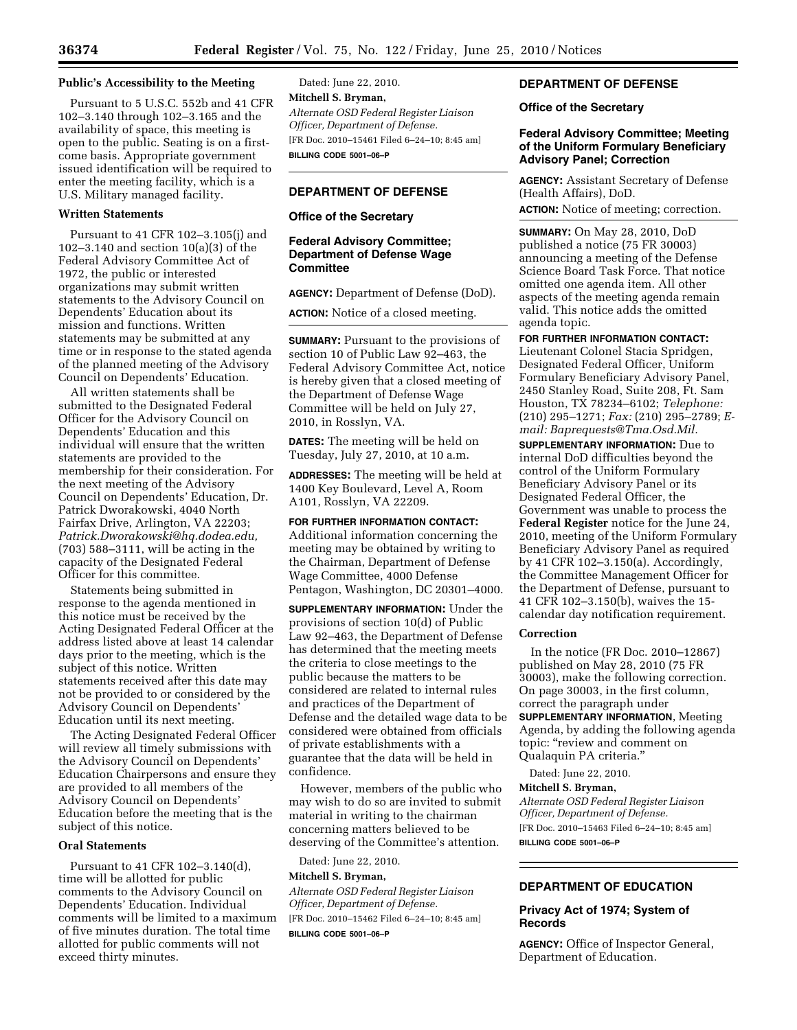**Public's Accessibility to the Meeting**

Pursuant to 5 U.S.C. 552b and 41 CFR 102–3.140 through 102–3.165 and the availability of space, this meeting is open to the public. Seating is on a first-come basis. Appropriate government issued identification will be required to enter the meeting facility, which is a U.S. Military managed facility.

**Written Statements**

Pursuant to 41 CFR 102–3.105(j) and 102–3.140 and section 10(a)(3) of the Federal Advisory Committee Act of 1972, the public or interested organizations may submit written statements to the Advisory Council on Dependents' Education about its mission and functions. Written statements may be submitted at any time or in response to the stated agenda of the planned meeting of the Advisory Council on Dependents' Education.

All written statements shall be submitted to the Designated Federal Officer for the Advisory Council on Dependents' Education and this individual will ensure that the written statements are provided to the membership for their consideration. For the next meeting of the Advisory Council on Dependents' Education, Dr. Patrick Dworakowski, 4040 North Fairfax Drive, Arlington, VA 22203; *Patrick.Dworakowski@hq.dodea.edu,* (703) 588–3111, will be acting in the capacity of the Designated Federal Officer for this committee.

Statements being submitted in response to the agenda mentioned in this notice must be received by the Acting Designated Federal Officer at the address listed above at least 14 calendar days prior to the meeting, which is the subject of this notice. Written statements received after this date may not be provided to or considered by the Advisory Council on Dependents' Education until its next meeting.

The Acting Designated Federal Officer will review all timely submissions with the Advisory Council on Dependents' Education Chairpersons and ensure they are provided to all members of the Advisory Council on Dependents' Education before the meeting that is the subject of this notice.

**Oral Statements**

Pursuant to 41 CFR 102–3.140(d), time will be allotted for public comments to the Advisory Council on Dependents' Education. Individual comments will be limited to a maximum of five minutes duration. The total time allotted for public comments will not exceed thirty minutes.

Dated: June 22, 2010.

**Mitchell S. Bryman,**

*Alternate OSD Federal Register Liaison Officer, Department of Defense.*

[FR Doc. 2010–15461 Filed 6–24–10; 8:45 am]

**BILLING CODE 5001–06–P**

---

## DEPARTMENT OF DEFENSE

### Office of the Secretary

### Federal Advisory Committee; Department of Defense Wage Committee

**AGENCY:** Department of Defense (DoD).

**ACTION:** Notice of a closed meeting.

**SUMMARY:** Pursuant to the provisions of section 10 of Public Law 92–463, the Federal Advisory Committee Act, notice is hereby given that a closed meeting of the Department of Defense Wage Committee will be held on July 27, 2010, in Rosslyn, VA.

**DATES:** The meeting will be held on Tuesday, July 27, 2010, at 10 a.m.

**ADDRESSES:** The meeting will be held at 1400 Key Boulevard, Level A, Room A101, Rosslyn, VA 22209.

**FOR FURTHER INFORMATION CONTACT:** Additional information concerning the meeting may be obtained by writing to the Chairman, Department of Defense Wage Committee, 4000 Defense Pentagon, Washington, DC 20301–4000.

**SUPPLEMENTARY INFORMATION:** Under the provisions of section 10(d) of Public Law 92–463, the Department of Defense has determined that the meeting meets the criteria to close meetings to the public because the matters to be considered are related to internal rules and practices of the Department of Defense and the detailed wage data to be considered were obtained from officials of private establishments with a guarantee that the data will be held in confidence.

However, members of the public who may wish to do so are invited to submit material in writing to the chairman concerning matters believed to be deserving of the Committee's attention.

Dated: June 22, 2010.

**Mitchell S. Bryman,**

*Alternate OSD Federal Register Liaison Officer, Department of Defense.*

[FR Doc. 2010–15462 Filed 6–24–10; 8:45 am]

**BILLING CODE 5001–06–P**

---

## DEPARTMENT OF DEFENSE

### Office of the Secretary

### Federal Advisory Committee; Meeting of the Uniform Formulary Beneficiary Advisory Panel; Correction

**AGENCY:** Assistant Secretary of Defense (Health Affairs), DoD.

**ACTION:** Notice of meeting; correction.

**SUMMARY:** On May 28, 2010, DoD published a notice (75 FR 30003) announcing a meeting of the Defense Science Board Task Force. That notice omitted one agenda item. All other aspects of the meeting agenda remain valid. This notice adds the omitted agenda topic.

**FOR FURTHER INFORMATION CONTACT:** Lieutenant Colonel Stacia Spridgen, Designated Federal Officer, Uniform Formulary Beneficiary Advisory Panel, 2450 Stanley Road, Suite 208, Ft. Sam Houston, TX 78234–6102; *Telephone:* (210) 295–1271; *Fax:* (210) 295–2789; *E-mail: Baprequests@Tma.Osd.Mil.*

**SUPPLEMENTARY INFORMATION:** Due to internal DoD difficulties beyond the control of the Uniform Formulary Beneficiary Advisory Panel or its Designated Federal Officer, the Government was unable to process the **Federal Register** notice for the June 24, 2010, meeting of the Uniform Formulary Beneficiary Advisory Panel as required by 41 CFR 102–3.150(a). Accordingly, the Committee Management Officer for the Department of Defense, pursuant to 41 CFR 102–3.150(b), waives the 15-calendar day notification requirement.

**Correction**

In the notice (FR Doc. 2010–12867) published on May 28, 2010 (75 FR 30003), make the following correction. On page 30003, in the first column, correct the paragraph under **SUPPLEMENTARY INFORMATION**, Meeting Agenda, by adding the following agenda topic: "review and comment on Qualaquin PA criteria."

Dated: June 22, 2010.

**Mitchell S. Bryman,**

*Alternate OSD Federal Register Liaison Officer, Department of Defense.*

[FR Doc. 2010–15463 Filed 6–24–10; 8:45 am]

**BILLING CODE 5001–06–P**

---

## DEPARTMENT OF EDUCATION

### Privacy Act of 1974; System of Records

**AGENCY:** Office of Inspector General, Department of Education.